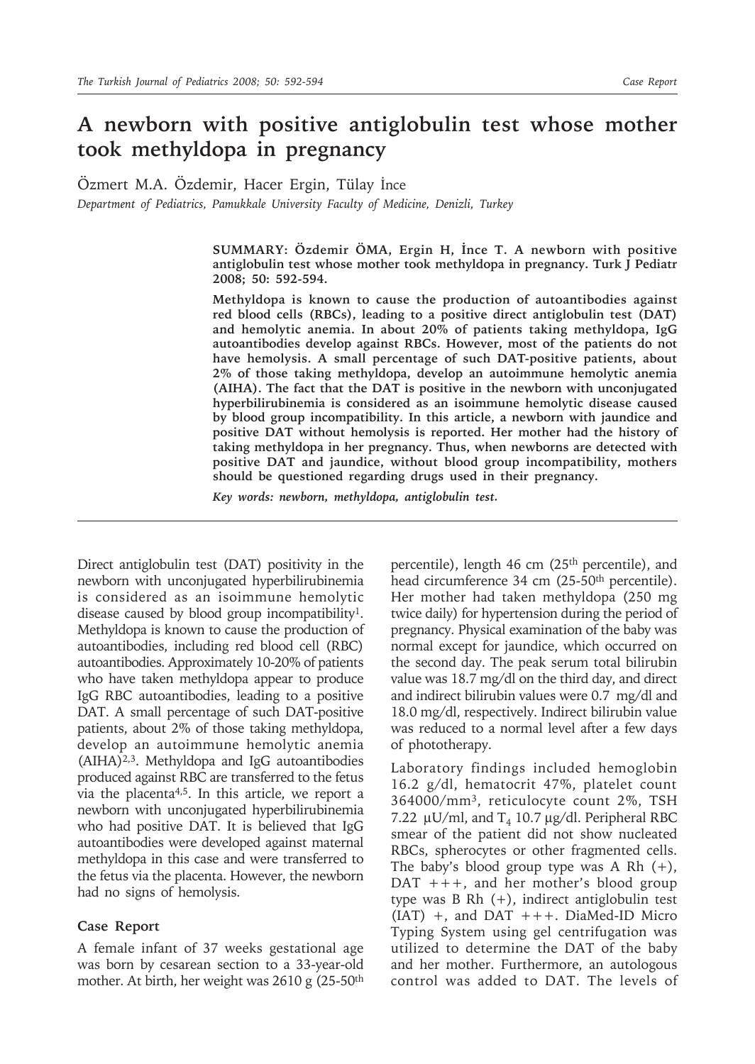# A newborn with positive antiglobulin test whose mother took methyldopa in pregnancy

Özmert M.A. Özdemir, Hacer Ergin, Tülay İnce

*Department of Pediatrics, Pamukkale University Faculty of Medicine, Denizli, Turkey*

**SUMMARY: Özdemir ÖMA, Ergin H, İnce T. A newborn with positive antiglobulin test whose mother took methyldopa in pregnancy. Turk J Pediatr 2008; 50: 592-594.**

**Methyldopa is known to cause the production of autoantibodies against red blood cells (RBCs), leading to a positive direct antiglobulin test (DAT) and hemolytic anemia. In about 20% of patients taking methyldopa, IgG autoantibodies develop against RBCs. However, most of the patients do not have hemolysis. A small percentage of such DAT-positive patients, about 2% of those taking methyldopa, develop an autoimmune hemolytic anemia (AIHA). The fact that the DAT is positive in the newborn with unconjugated hyperbilirubinemia is considered as an isoimmune hemolytic disease caused by blood group incompatibility. In this article, a newborn with jaundice and positive DAT without hemolysis is reported. Her mother had the history of taking methyldopa in her pregnancy. Thus, when newborns are detected with positive DAT and jaundice, without blood group incompatibility, mothers should be questioned regarding drugs used in their pregnancy.**

***Key words: newborn, methyldopa, antiglobulin test.***

Direct antiglobulin test (DAT) positivity in the newborn with unconjugated hyperbilirubinemia is considered as an isoimmune hemolytic disease caused by blood group incompatibility[1]. Methyldopa is known to cause the production of autoantibodies, including red blood cell (RBC) autoantibodies. Approximately 10-20% of patients who have taken methyldopa appear to produce IgG RBC autoantibodies, leading to a positive DAT. A small percentage of such DAT-positive patients, about 2% of those taking methyldopa, develop an autoimmune hemolytic anemia (AIHA)[2,3]. Methyldopa and IgG autoantibodies produced against RBC are transferred to the fetus via the placenta[4,5]. In this article, we report a newborn with unconjugated hyperbilirubinemia who had positive DAT. It is believed that IgG autoantibodies were developed against maternal methyldopa in this case and were transferred to the fetus via the placenta. However, the newborn had no signs of hemolysis.

## Case Report

A female infant of 37 weeks gestational age was born by cesarean section to a 33-year-old mother. At birth, her weight was 2610 g (25-50th percentile), length 46 cm (25th percentile), and head circumference 34 cm (25-50th percentile). Her mother had taken methyldopa (250 mg twice daily) for hypertension during the period of pregnancy. Physical examination of the baby was normal except for jaundice, which occurred on the second day. The peak serum total bilirubin value was 18.7 mg/dl on the third day, and direct and indirect bilirubin values were 0.7 mg/dl and 18.0 mg/dl, respectively. Indirect bilirubin value was reduced to a normal level after a few days of phototherapy.

Laboratory findings included hemoglobin 16.2 g/dl, hematocrit 47%, platelet count 364000/mm$^3$, reticulocyte count 2%, TSH 7.22 μU/ml, and $T_4$ 10.7 μg/dl. Peripheral RBC smear of the patient did not show nucleated RBCs, spherocytes or other fragmented cells. The baby's blood group type was A Rh (+), DAT +++, and her mother's blood group type was B Rh (+), indirect antiglobulin test (IAT) +, and DAT +++. DiaMed-ID Micro Typing System using gel centrifugation was utilized to determine the DAT of the baby and her mother. Furthermore, an autologous control was added to DAT. The levels of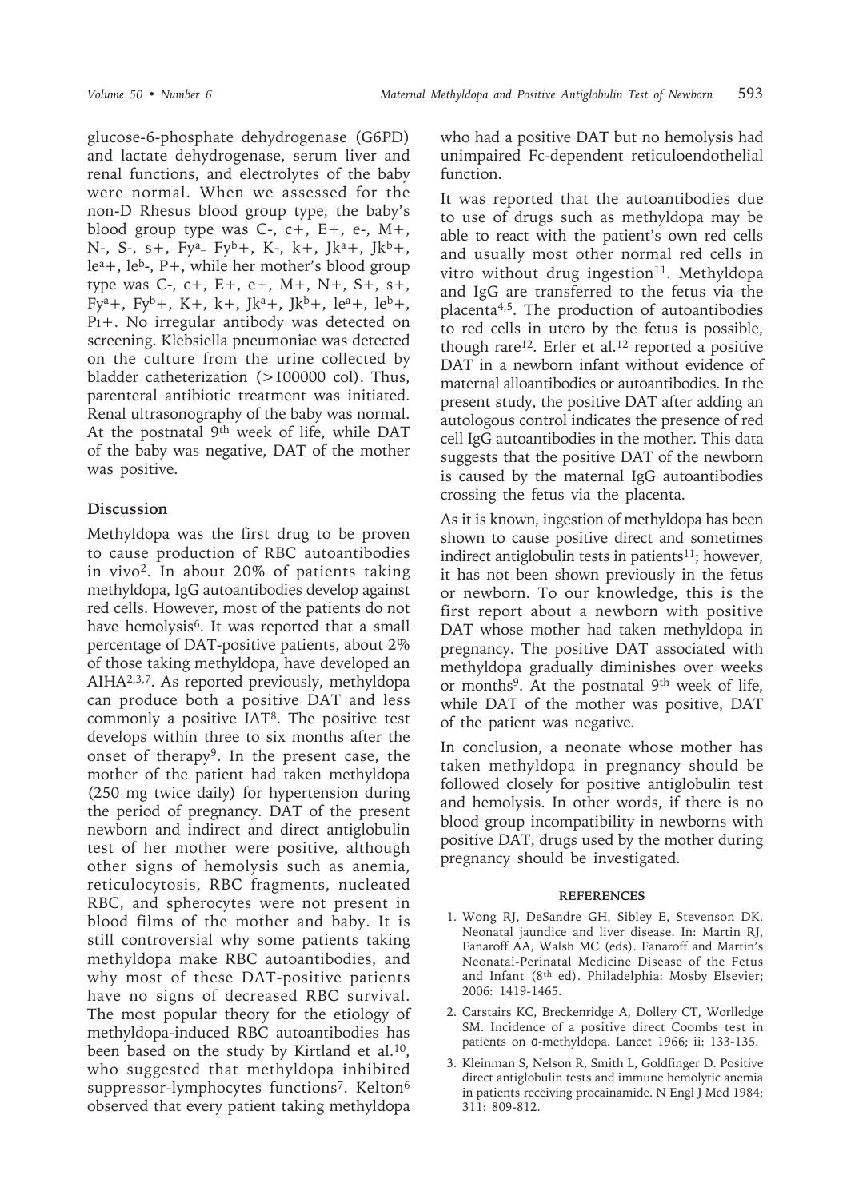glucose-6-phosphate dehydrogenase (G6PD) and lactate dehydrogenase, serum liver and renal functions, and electrolytes of the baby were normal. When we assessed for the non-D Rhesus blood group type, the baby's blood group type was C-, c+, E+, e-, M+, N-, S-, s+, $Fy^{a}$- $Fy^{b}$+, K-, k+, $Jk^{a}$+, $Jk^{b}$+, $le^{a}$+, $le^{b}$-, P+, while her mother's blood group type was C-, c+, E+, e+, M+, N+, S+, s+, $Fy^{a}$+, $Fy^{b}$+, K+, k+, $Jk^{a}$+, $Jk^{b}$+, $le^{a}$+, $le^{b}$+, $P_1$+. No irregular antibody was detected on screening. Klebsiella pneumoniae was detected on the culture from the urine collected by bladder catheterization (>100000 col). Thus, parenteral antibiotic treatment was initiated. Renal ultrasonography of the baby was normal. At the postnatal 9th week of life, while DAT of the baby was negative, DAT of the mother was positive.

## Discussion

Methyldopa was the first drug to be proven to cause production of RBC autoantibodies in vivo[2]. In about 20% of patients taking methyldopa, IgG autoantibodies develop against red cells. However, most of the patients do not have hemolysis[6]. It was reported that a small percentage of DAT-positive patients, about 2% of those taking methyldopa, have developed an AIHA[2,3,7]. As reported previously, methyldopa can produce both a positive DAT and less commonly a positive IAT[8]. The positive test develops within three to six months after the onset of therapy[9]. In the present case, the mother of the patient had taken methyldopa (250 mg twice daily) for hypertension during the period of pregnancy. DAT of the present newborn and indirect and direct antiglobulin test of her mother were positive, although other signs of hemolysis such as anemia, reticulocytosis, RBC fragments, nucleated RBC, and spherocytes were not present in blood films of the mother and baby. It is still controversial why some patients taking methyldopa make RBC autoantibodies, and why most of these DAT-positive patients have no signs of decreased RBC survival. The most popular theory for the etiology of methyldopa-induced RBC autoantibodies has been based on the study by Kirtland et al.[10], who suggested that methyldopa inhibited suppressor-lymphocytes functions[7]. Kelton[6] observed that every patient taking methyldopa who had a positive DAT but no hemolysis had unimpaired Fc-dependent reticuloendothelial function.

It was reported that the autoantibodies due to use of drugs such as methyldopa may be able to react with the patient's own red cells and usually most other normal red cells in vitro without drug ingestion[11]. Methyldopa and IgG are transferred to the fetus via the placenta[4,5]. The production of autoantibodies to red cells in utero by the fetus is possible, though rare[12]. Erler et al.[12] reported a positive DAT in a newborn infant without evidence of maternal alloantibodies or autoantibodies. In the present study, the positive DAT after adding an autologous control indicates the presence of red cell IgG autoantibodies in the mother. This data suggests that the positive DAT of the newborn is caused by the maternal IgG autoantibodies crossing the fetus via the placenta.

As it is known, ingestion of methyldopa has been shown to cause positive direct and sometimes indirect antiglobulin tests in patients[11]; however, it has not been shown previously in the fetus or newborn. To our knowledge, this is the first report about a newborn with positive DAT whose mother had taken methyldopa in pregnancy. The positive DAT associated with methyldopa gradually diminishes over weeks or months[9]. At the postnatal 9th week of life, while DAT of the mother was positive, DAT of the patient was negative.

In conclusion, a neonate whose mother has taken methyldopa in pregnancy should be followed closely for positive antiglobulin test and hemolysis. In other words, if there is no blood group incompatibility in newborns with positive DAT, drugs used by the mother during pregnancy should be investigated.

### REFERENCES

1. Wong RJ, DeSandre GH, Sibley E, Stevenson DK. Neonatal jaundice and liver disease. In: Martin RJ, Fanaroff AA, Walsh MC (eds). Fanaroff and Martin's Neonatal-Perinatal Medicine Disease of the Fetus and Infant (8th ed). Philadelphia: Mosby Elsevier; 2006: 1419-1465.
2. Carstairs KC, Breckenridge A, Dollery CT, Worlledge SM. Incidence of a positive direct Coombs test in patients on α-methyldopa. Lancet 1966; ii: 133-135.
3. Kleinman S, Nelson R, Smith L, Goldfinger D. Positive direct antiglobulin tests and immune hemolytic anemia in patients receiving procainamide. N Engl J Med 1984; 311: 809-812.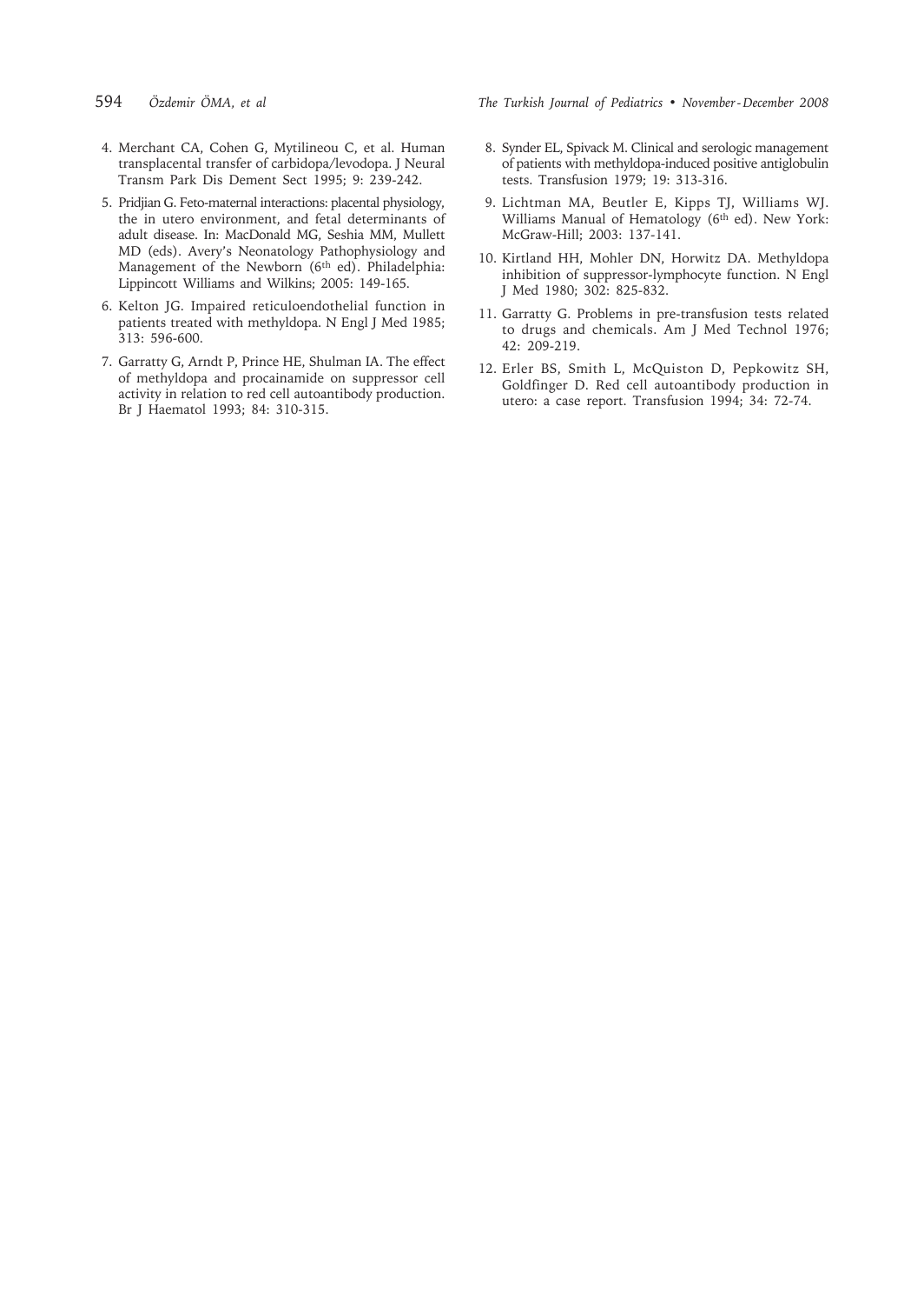4. Merchant CA, Cohen G, Mytilineou C, et al. Human transplacental transfer of carbidopa/levodopa. J Neural Transm Park Dis Dement Sect 1995; 9: 239-242.
5. Pridjian G. Feto-maternal interactions: placental physiology, the in utero environment, and fetal determinants of adult disease. In: MacDonald MG, Seshia MM, Mullett MD (eds). Avery's Neonatology Pathophysiology and Management of the Newborn (6th ed). Philadelphia: Lippincott Williams and Wilkins; 2005: 149-165.
6. Kelton JG. Impaired reticuloendothelial function in patients treated with methyldopa. N Engl J Med 1985; 313: 596-600.
7. Garratty G, Arndt P, Prince HE, Shulman IA. The effect of methyldopa and procainamide on suppressor cell activity in relation to red cell autoantibody production. Br J Haematol 1993; 84: 310-315.
8. Synder EL, Spivack M. Clinical and serologic management of patients with methyldopa-induced positive antiglobulin tests. Transfusion 1979; 19: 313-316.
9. Lichtman MA, Beutler E, Kipps TJ, Williams WJ. Williams Manual of Hematology (6th ed). New York: McGraw-Hill; 2003: 137-141.
10. Kirtland HH, Mohler DN, Horwitz DA. Methyldopa inhibition of suppressor-lymphocyte function. N Engl J Med 1980; 302: 825-832.
11. Garratty G. Problems in pre-transfusion tests related to drugs and chemicals. Am J Med Technol 1976; 42: 209-219.
12. Erler BS, Smith L, McQuiston D, Pepkowitz SH, Goldfinger D. Red cell autoantibody production in utero: a case report. Transfusion 1994; 34: 72-74.